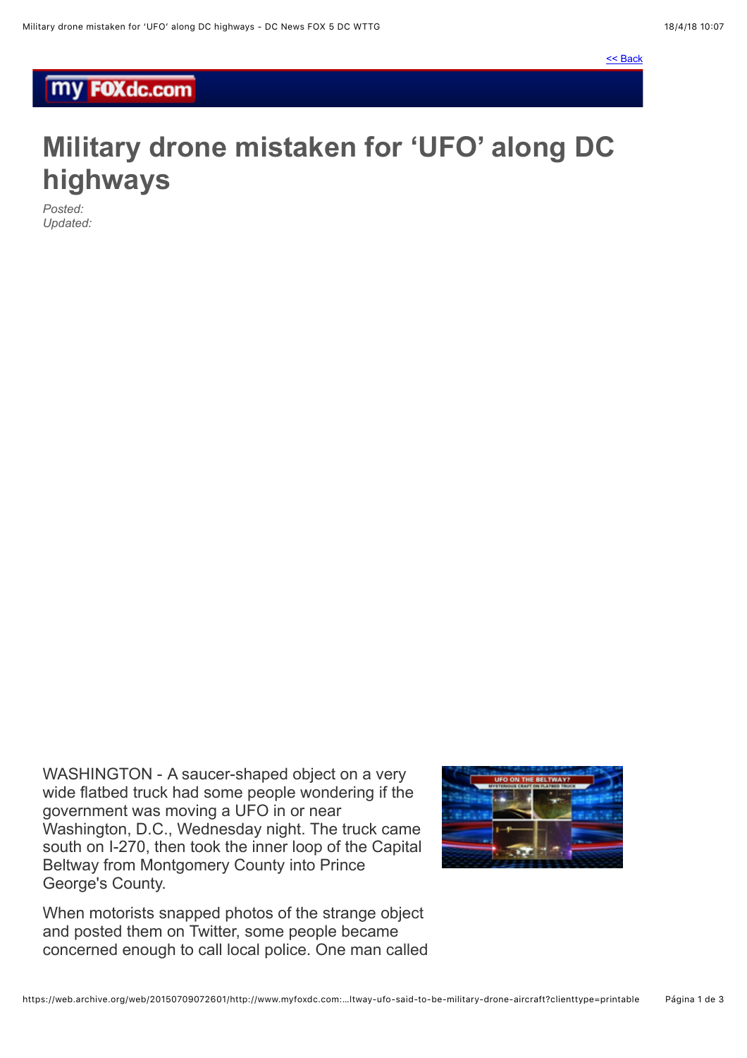<< Back

my FOXdc.com

# Military drone mistaken for 'UFO' along DC highways

*Posted:*
*Updated:*

WASHINGTON - A saucer-shaped object on a very wide flatbed truck had some people wondering if the government was moving a UFO in or near Washington, D.C., Wednesday night. The truck came south on I-270, then took the inner loop of the Capital Beltway from Montgomery County into Prince George's County.

When motorists snapped photos of the strange object and posted them on Twitter, some people became concerned enough to call local police. One man called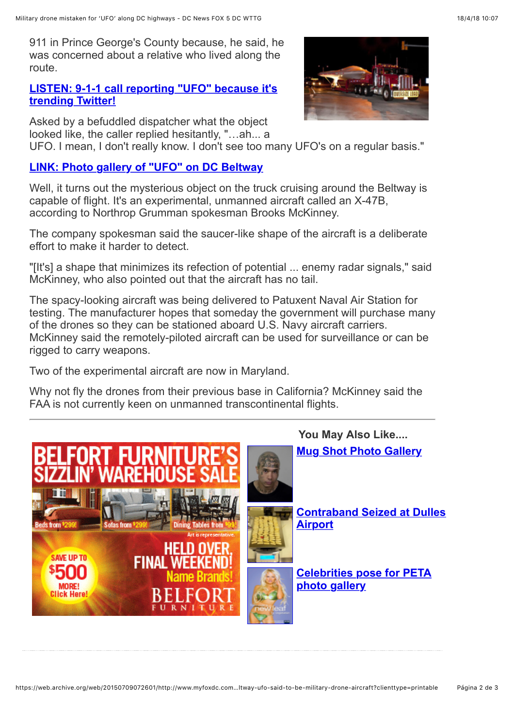911 in Prince George's County because, he said, he was concerned about a relative who lived along the route.

**LISTEN: 9-1-1 call reporting "UFO" because it's trending Twitter!**

Asked by a befuddled dispatcher what the object looked like, the caller replied hesitantly, "…ah... a UFO. I mean, I don't really know. I don't see too many UFO's on a regular basis."

**LINK: Photo gallery of "UFO" on DC Beltway**

Well, it turns out the mysterious object on the truck cruising around the Beltway is capable of flight. It's an experimental, unmanned aircraft called an X-47B, according to Northrop Grumman spokesman Brooks McKinney.

The company spokesman said the saucer-like shape of the aircraft is a deliberate effort to make it harder to detect.

"[It's] a shape that minimizes its refection of potential ... enemy radar signals," said McKinney, who also pointed out that the aircraft has no tail.

The spacy-looking aircraft was being delivered to Patuxent Naval Air Station for testing. The manufacturer hopes that someday the government will purchase many of the drones so they can be stationed aboard U.S. Navy aircraft carriers. McKinney said the remotely-piloted aircraft can be used for surveillance or can be rigged to carry weapons.

Two of the experimental aircraft are now in Maryland.

Why not fly the drones from their previous base in California? McKinney said the FAA is not currently keen on unmanned transcontinental flights.

---

**You May Also Like....**

- **Mug Shot Photo Gallery**
- **Contraband Seized at Dulles Airport**
- **Celebrities pose for PETA photo gallery**